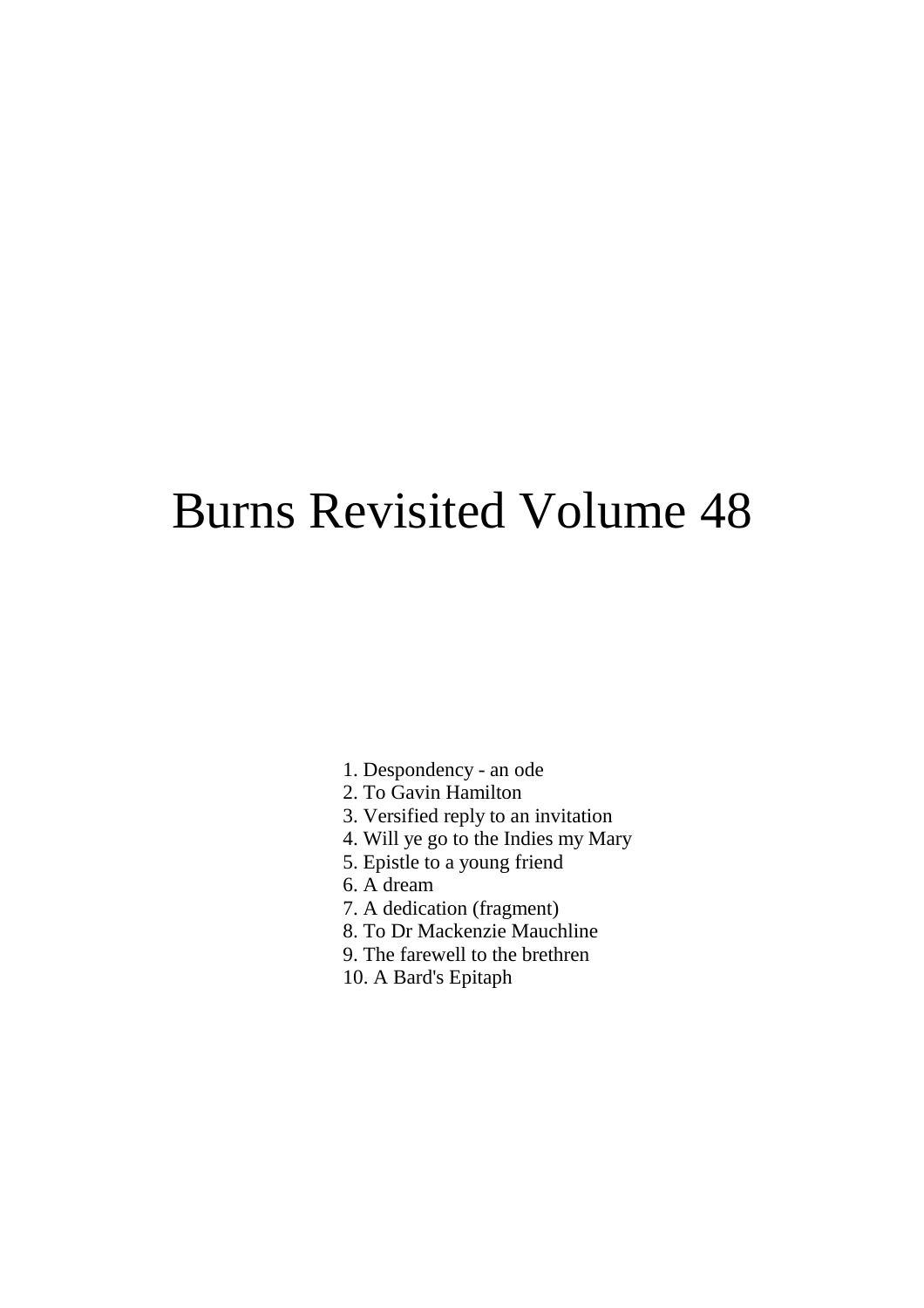# Burns Revisited Volume 48

1. Despondency - an ode
2. To Gavin Hamilton
3. Versified reply to an invitation
4. Will ye go to the Indies my Mary
5. Epistle to a young friend
6. A dream
7. A dedication (fragment)
8. To Dr Mackenzie Mauchline
9. The farewell to the brethren
10. A Bard's Epitaph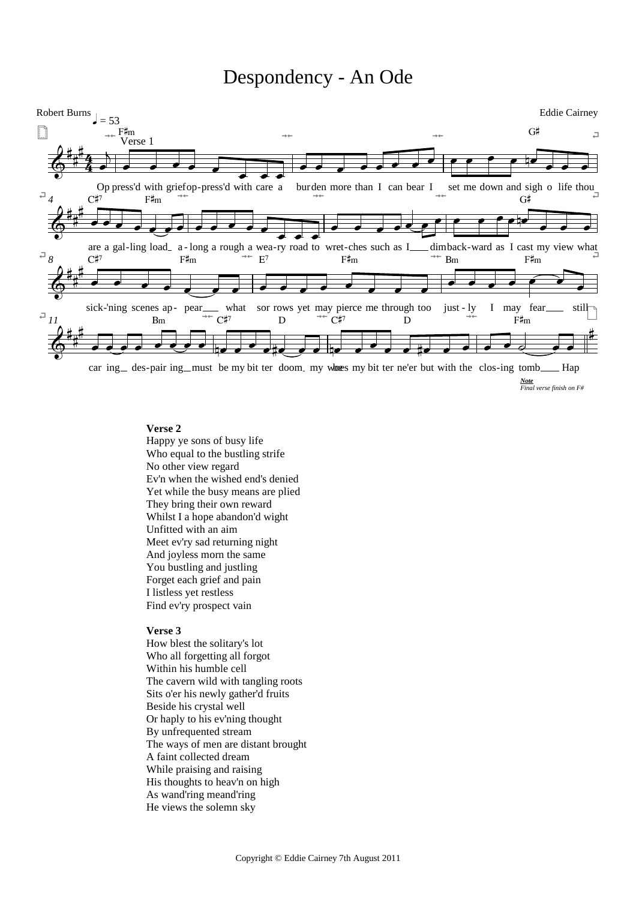# Despondency - An Ode

Robert Burns

Eddie Cairney

♩ = 53

Verse 1

Op press'd with grief op-press'd with care a burden more than I can bear I set me down and sigh o life thou are a gal-ling load a-long a rough a wea-ry road to wret-ches such as I dim back-ward as I cast my view what sick-'ning scenes ap-pear what sor rows yet may pierce me through too just-ly I may fear still car ing des-pair ing must be my bit ter doom my woes my bit ter ne'er but with the clos-ing tomb Hap

***Note***
*Final verse finish on F#*

**Verse 2**
Happy ye sons of busy life
Who equal to the bustling strife
No other view regard
Ev'n when the wished end's denied
Yet while the busy means are plied
They bring their own reward
Whilst I a hope abandon'd wight
Unfitted with an aim
Meet ev'ry sad returning night
And joyless morn the same
You bustling and justling
Forget each grief and pain
I listless yet restless
Find ev'ry prospect vain

**Verse 3**
How blest the solitary's lot
Who all forgetting all forgot
Within his humble cell
The cavern wild with tangling roots
Sits o'er his newly gather'd fruits
Beside his crystal well
Or haply to his ev'ning thought
By unfrequented stream
The ways of men are distant brought
A faint collected dream
While praising and raising
His thoughts to heav'n on high
As wand'ring meand'ring
He views the solemn sky

Copyright © Eddie Cairney 7th August 2011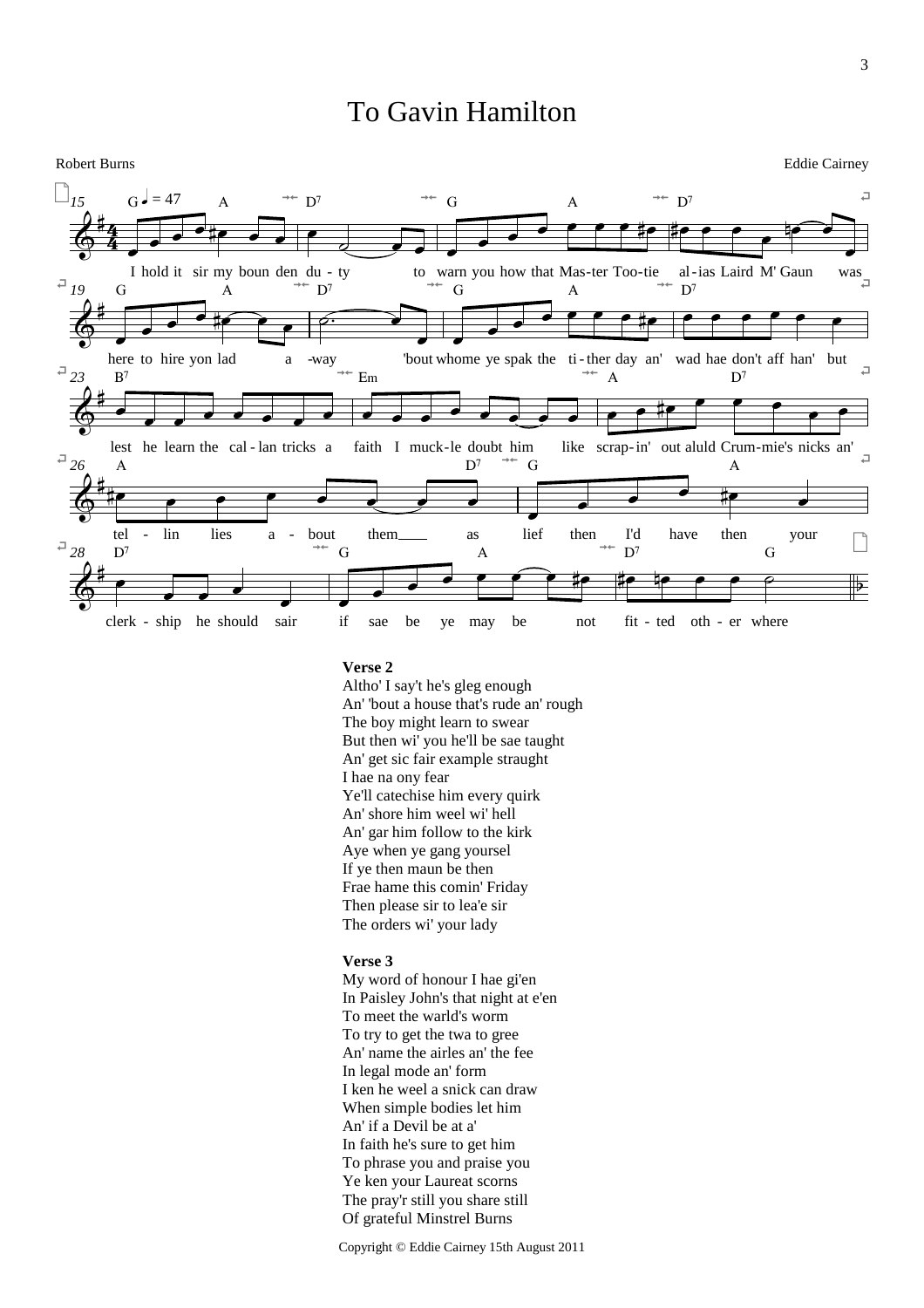# To Gavin Hamilton

Robert Burns

Eddie Cairney

I hold it sir my boun den du - ty to warn you how that Mas-ter Too-tie al-ias Laird M' Gaun was here to hire yon lad a -way 'bout whome ye spak the ti-ther day an' wad hae don't aff han' but lest he learn the cal-lan tricks a faith I muck-le doubt him like scrap-in' out aluld Crum-mie's nicks an' tel - lin lies a - bout them as lief then I'd have then your clerk - ship he should sair if sae be ye may be not fit - ted oth - er where

**Verse 2**
Altho' I say't he's gleg enough
An' 'bout a house that's rude an' rough
The boy might learn to swear
But then wi' you he'll be sae taught
An' get sic fair example straught
I hae na ony fear
Ye'll catechise him every quirk
An' shore him weel wi' hell
An' gar him follow to the kirk
Aye when ye gang yoursel
If ye then maun be then
Frae hame this comin' Friday
Then please sir to lea'e sir
The orders wi' your lady

**Verse 3**
My word of honour I hae gi'en
In Paisley John's that night at e'en
To meet the warld's worm
To try to get the twa to gree
An' name the airles an' the fee
In legal mode an' form
I ken he weel a snick can draw
When simple bodies let him
An' if a Devil be at a'
In faith he's sure to get him
To phrase you and praise you
Ye ken your Laureat scorns
The pray'r still you share still
Of grateful Minstrel Burns

Copyright © Eddie Cairney 15th August 2011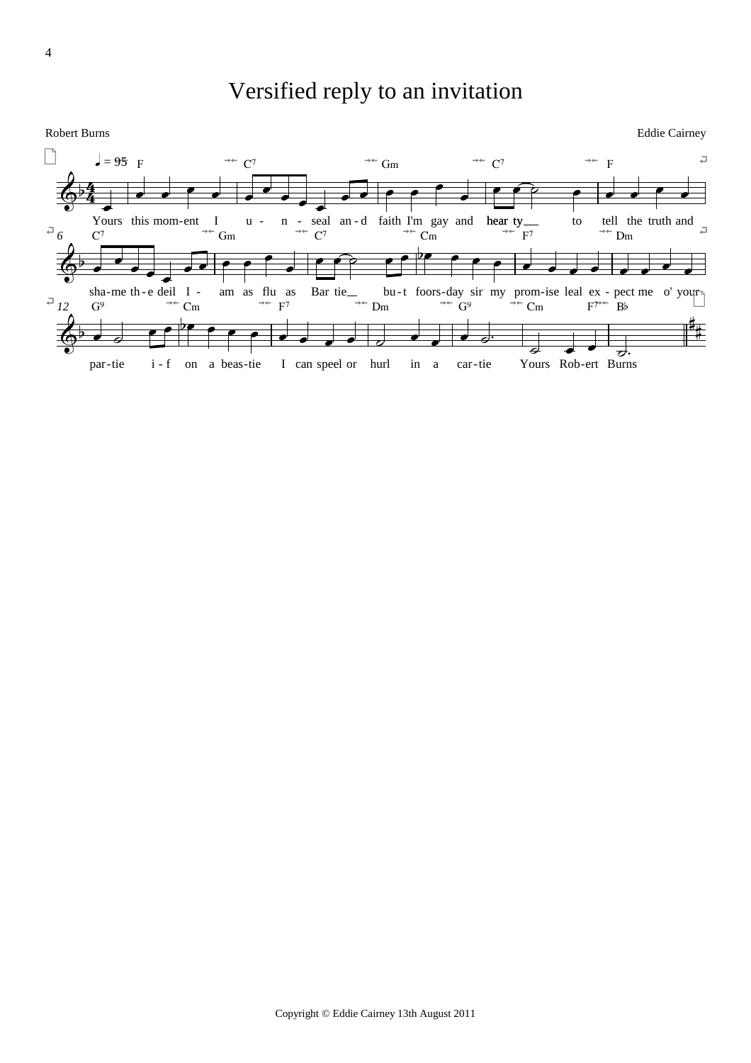# Versified reply to an invitation

Robert Burns

Eddie Cairney

♩ = 95

F C7 Gm C7 F

Yours this mom-ent I u - n - seal an-d faith I'm gay and hear ty__ to tell the truth and

C7 Gm C7 Cm F7 Dm

sha-me th-e deil I - am as flu as Bar tie__ bu-t foors-day sir my prom-ise leal ex - pect me o' your

G9 Cm F7 Dm G9 Cm F7 B♭

par-tie i-f on a beas-tie I can speel or hurl in a car-tie Yours Rob-ert Burns

Copyright © Eddie Cairney 13th August 2011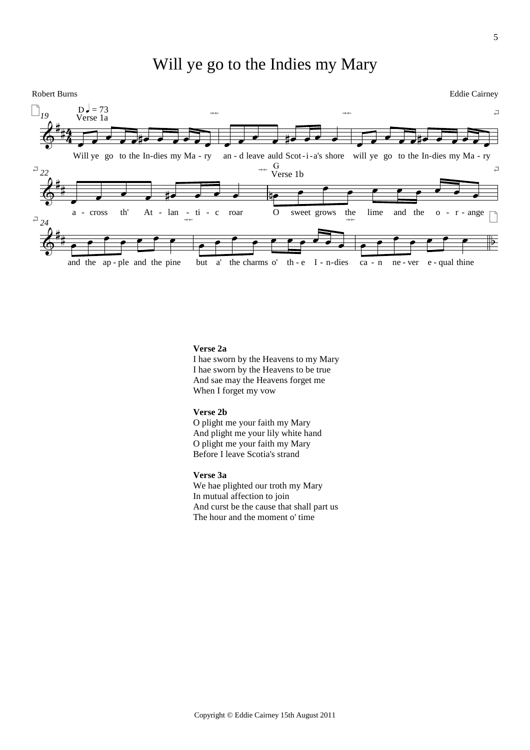# Will ye go to the Indies my Mary

Robert Burns

Eddie Cairney

Verse 1a

Will ye go to the In-dies my Ma - ry an - d leave auld Scot-i-a's shore will ye go to the In-dies my Ma - ry a - cross th' At - lan - ti - c roar

Verse 1b

O sweet grows the lime and the o - r - ange and the ap - ple and the pine but a' the charms o' th - e I - n-dies ca - n ne - ver e - qual thine

**Verse 2a**
I hae sworn by the Heavens to my Mary
I hae sworn by the Heavens to be true
And sae may the Heavens forget me
When I forget my vow

**Verse 2b**
O plight me your faith my Mary
And plight me your lily white hand
O plight me your faith my Mary
Before I leave Scotia's strand

**Verse 3a**
We hae plighted our troth my Mary
In mutual affection to join
And curst be the cause that shall part us
The hour and the moment o' time

Copyright © Eddie Cairney 15th August 2011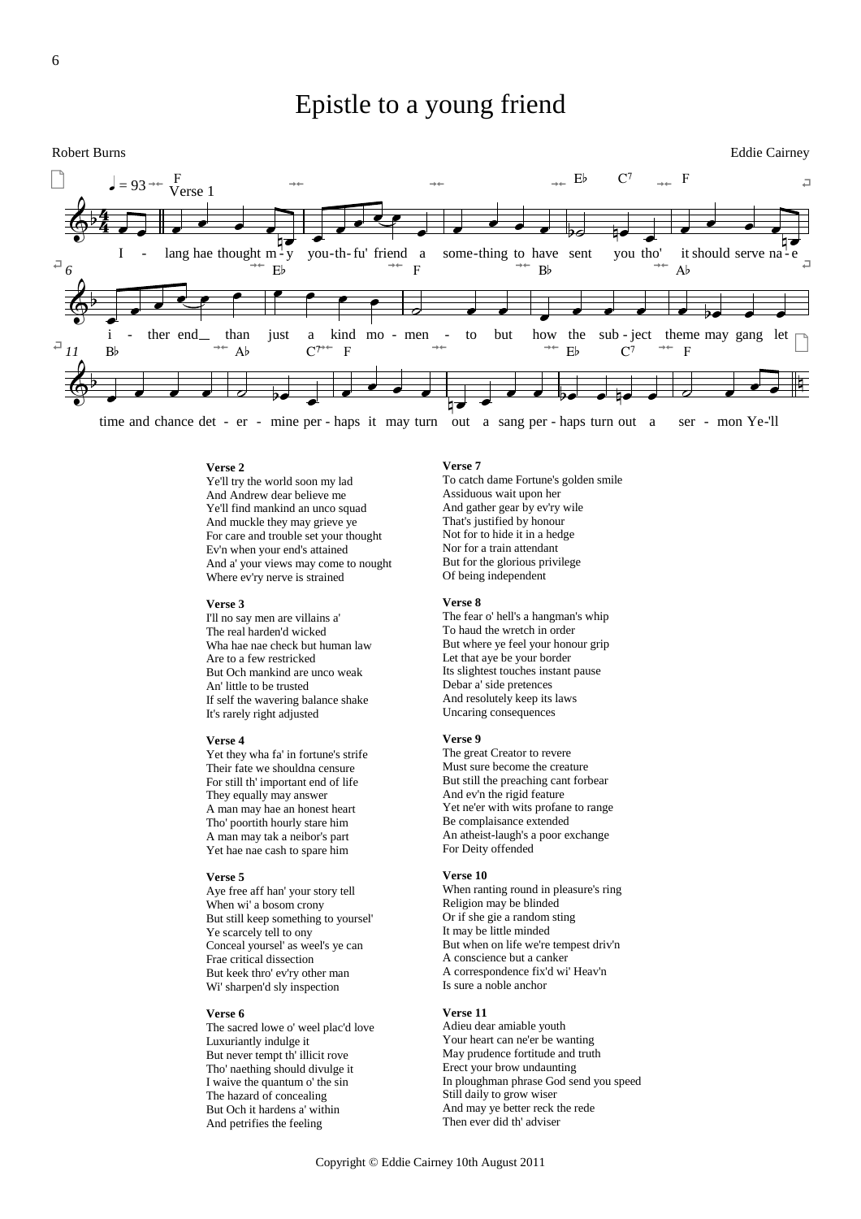# Epistle to a young friend

Robert Burns

Eddie Cairney

*(Sheet music: ♩ = 93, Verse 1)*

I lang hae thought m-y you-th-fu' friend a some-thing to have sent you tho' it should serve na-e i-ther end than just a kind mo-men-to but how the sub-ject theme may gang let time and chance det-er-mine per-haps it may turn out a sang per-haps turn out a ser-mon Ye-'ll

**Verse 2**
Ye'll try the world soon my lad
And Andrew dear believe me
Ye'll find mankind an unco squad
And muckle they may grieve ye
For care and trouble set your thought
Ev'n when your end's attained
And a' your views may come to nought
Where ev'ry nerve is strained

**Verse 3**
I'll no say men are villains a'
The real harden'd wicked
Wha hae nae check but human law
Are to a few restricked
But Och mankind are unco weak
An' little to be trusted
If self the wavering balance shake
It's rarely right adjusted

**Verse 4**
Yet they wha fa' in fortune's strife
Their fate we shouldna censure
For still th' important end of life
They equally may answer
A man may hae an honest heart
Tho' poortith hourly stare him
A man may tak a neibor's part
Yet hae nae cash to spare him

**Verse 5**
Aye free aff han' your story tell
When wi' a bosom crony
But still keep something to yoursel'
Ye scarcely tell to ony
Conceal yoursel' as weel's ye can
Frae critical dissection
But keek thro' ev'ry other man
Wi' sharpen'd sly inspection

**Verse 6**
The sacred lowe o' weel plac'd love
Luxuriantly indulge it
But never tempt th' illicit rove
Tho' naething should divulge it
I waive the quantum o' the sin
The hazard of concealing
But Och it hardens a' within
And petrifies the feeling

**Verse 7**
To catch dame Fortune's golden smile
Assiduous wait upon her
And gather gear by ev'ry wile
That's justified by honour
Not for to hide it in a hedge
Nor for a train attendant
But for the glorious privilege
Of being independent

**Verse 8**
The fear o' hell's a hangman's whip
To haud the wretch in order
But where ye feel your honour grip
Let that aye be your border
Its slightest touches instant pause
Debar a' side pretences
And resolutely keep its laws
Uncaring consequences

**Verse 9**
The great Creator to revere
Must sure become the creature
But still the preaching cant forbear
And ev'n the rigid feature
Yet ne'er with wits profane to range
Be complaisance extended
An atheist-laugh's a poor exchange
For Deity offended

**Verse 10**
When ranting round in pleasure's ring
Religion may be blinded
Or if she gie a random sting
It may be little minded
But when on life we're tempest driv'n
A conscience but a canker
A correspondence fix'd wi' Heav'n
Is sure a noble anchor

**Verse 11**
Adieu dear amiable youth
Your heart can ne'er be wanting
May prudence fortitude and truth
Erect your brow undaunting
In ploughman phrase God send you speed
Still daily to grow wiser
And may ye better reck the rede
Then ever did th' adviser

Copyright © Eddie Cairney 10th August 2011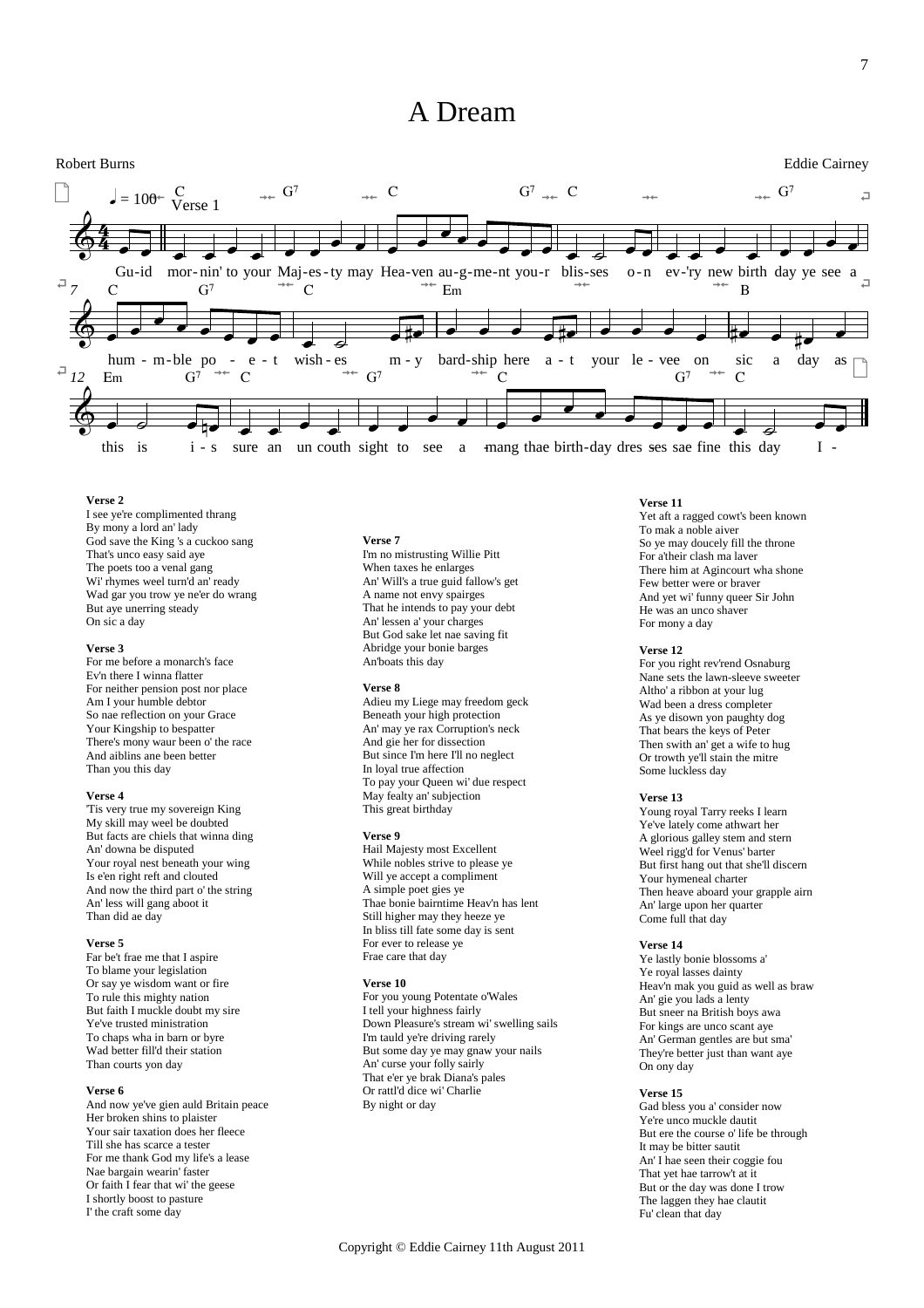# A Dream

Robert Burns

Eddie Cairney

Verse 1

Gu-id mor-nin' to your Maj-es-ty may Hea-ven au-g-me-nt you-r blis-ses o-n ev-'ry new birth day ye see a hum-m-ble po-e-t wish-es m-y bard-ship here a-t your le-vee on sic a day as this is i-s sure an un couth sight to see a-mang thae birth-day dres ses sae fine this day I-

**Verse 2**
I see ye're complimented thrang
By mony a lord an' lady
God save the King 's a cuckoo sang
That's unco easy said aye
The poets too a venal gang
Wi' rhymes weel turn'd an' ready
Wad gar you trow ye ne'er do wrang
But aye unerring steady
On sic a day

**Verse 3**
For me before a monarch's face
Ev'n there I winna flatter
For neither pension post nor place
Am I your humble debtor
So nae reflection on your Grace
Your Kingship to bespatter
There's mony waur been o' the race
And aiblins ane been better
Than you this day

**Verse 4**
'Tis very true my sovereign King
My skill may weel be doubted
But facts are chiels that winna ding
An' downa be disputed
Your royal nest beneath your wing
Is e'en right reft and clouted
And now the third part o' the string
An' less will gang aboot it
Than did ae day

**Verse 5**
Far be't frae me that I aspire
To blame your legislation
Or say ye wisdom want or fire
To rule this mighty nation
But faith I muckle doubt my sire
Ye've trusted ministration
To chaps wha in barn or byre
Wad better fill'd their station
Than courts yon day

**Verse 6**
And now ye've gien auld Britain peace
Her broken shins to plaister
Your sair taxation does her fleece
Till she has scarce a tester
For me thank God my life's a lease
Nae bargain wearin' faster
Or faith I fear that wi' the geese
I shortly boost to pasture
I' the craft some day

**Verse 7**
I'm no mistrusting Willie Pitt
When taxes he enlarges
An' Will's a true guid fallow's get
A name not envy spairges
That he intends to pay your debt
An' lessen a' your charges
But God sake let nae saving fit
Abridge your bonie barges
An'boats this day

**Verse 8**
Adieu my Liege may freedom geck
Beneath your high protection
An' may ye rax Corruption's neck
And gie her for dissection
But since I'm here I'll no neglect
In loyal true affection
To pay your Queen wi' due respect
May fealty an' subjection
This great birthday

**Verse 9**
Hail Majesty most Excellent
While nobles strive to please ye
Will ye accept a compliment
A simple poet gies ye
Thae bonie bairntime Heav'n has lent
Still higher may they heeze ye
In bliss till fate some day is sent
For ever to release ye
Frae care that day

**Verse 10**
For you young Potentate o'Wales
I tell your highness fairly
Down Pleasure's stream wi' swelling sails
I'm tauld ye're driving rarely
But some day ye may gnaw your nails
An' curse your folly sairly
That e'er ye brak Diana's pales
Or rattl'd dice wi' Charlie
By night or day

**Verse 11**
Yet aft a ragged cowt's been known
To mak a noble aiver
So ye may doucely fill the throne
For a'their clash ma laver
There him at Agincourt wha shone
Few better were or braver
And yet wi' funny queer Sir John
He was an unco shaver
For mony a day

**Verse 12**
For you right rev'rend Osnaburg
Nane sets the lawn-sleeve sweeter
Altho' a ribbon at your lug
Wad been a dress completer
As ye disown yon paughty dog
That bears the keys of Peter
Then swith an' get a wife to hug
Or trowth ye'll stain the mitre
Some luckless day

**Verse 13**
Young royal Tarry reeks I learn
Ye've lately come athwart her
A glorious galley stem and stern
Weel rigg'd for Venus' barter
But first hang out that she'll discern
Your hymeneal charter
Then heave aboard your grapple airn
An' large upon her quarter
Come full that day

**Verse 14**
Ye lastly bonie blossoms a'
Ye royal lasses dainty
Heav'n mak you guid as well as braw
An' gie you lads a lenty
But sneer na British boys awa
For kings are unco scant aye
An' German gentles are but sma'
They're better just than want aye
On ony day

**Verse 15**
Gad bless you a' consider now
Ye're unco muckle dautit
But ere the course o' life be through
It may be bitter sautit
An' I hae seen their coggie fou
That yet hae tarrow't at it
But or the day was done I trow
The laggen they hae clautit
Fu' clean that day

Copyright © Eddie Cairney 11th August 2011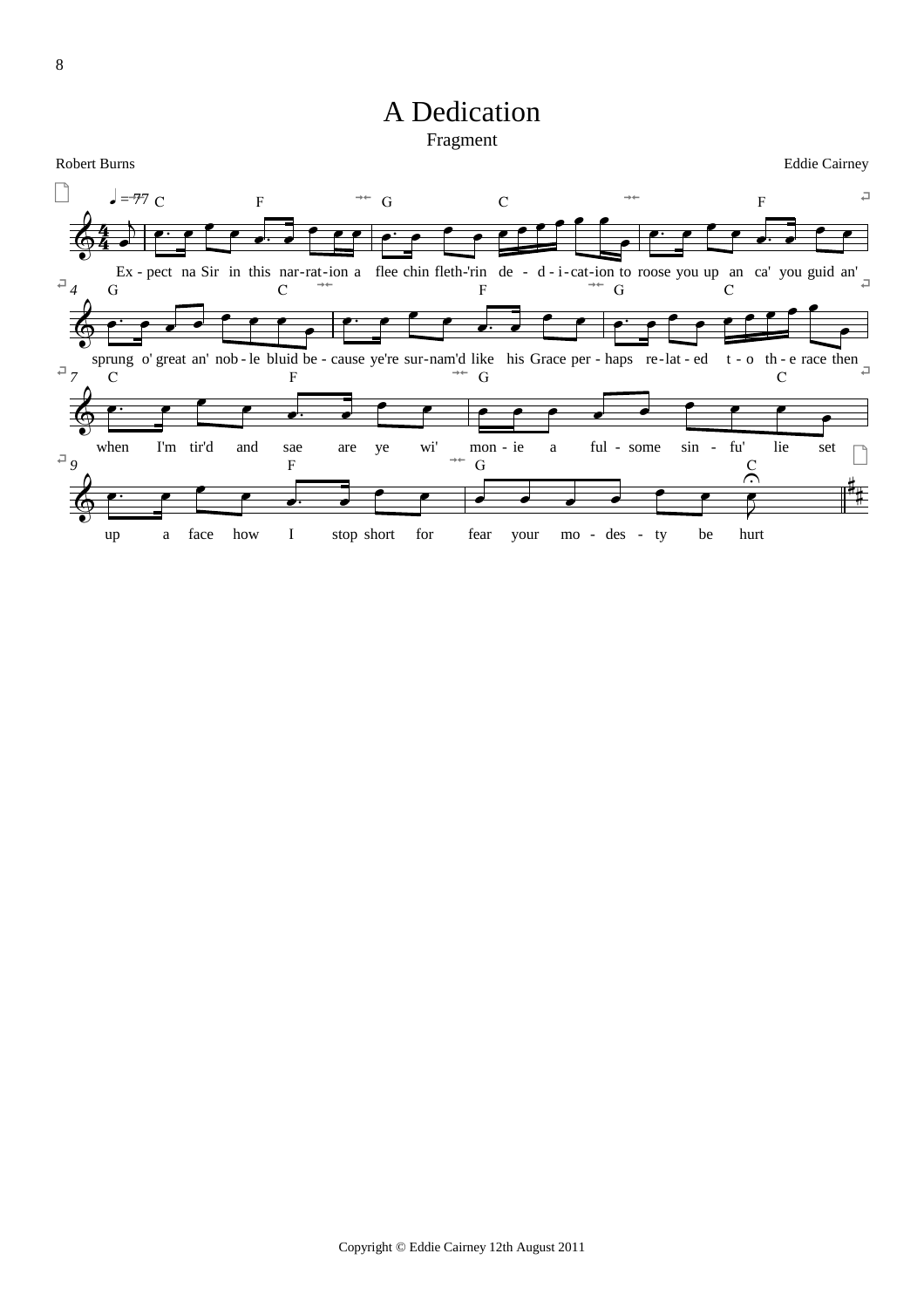# A Dedication

Fragment

Robert Burns

Eddie Cairney

Ex - pect na Sir in this nar-rat-ion a flee chin fleth-'rin de - d - i - cat-ion to roose you up an ca' you guid an' sprung o' great an' nob - le bluid be - cause ye're sur-nam'd like his Grace per - haps re-lat - ed t - o th - e race then when I'm tir'd and sae are ye wi' mon - ie a ful - some sin - fu' lie set up a face how I stop short for fear your mo - des - ty be hurt

Copyright © Eddie Cairney 12th August 2011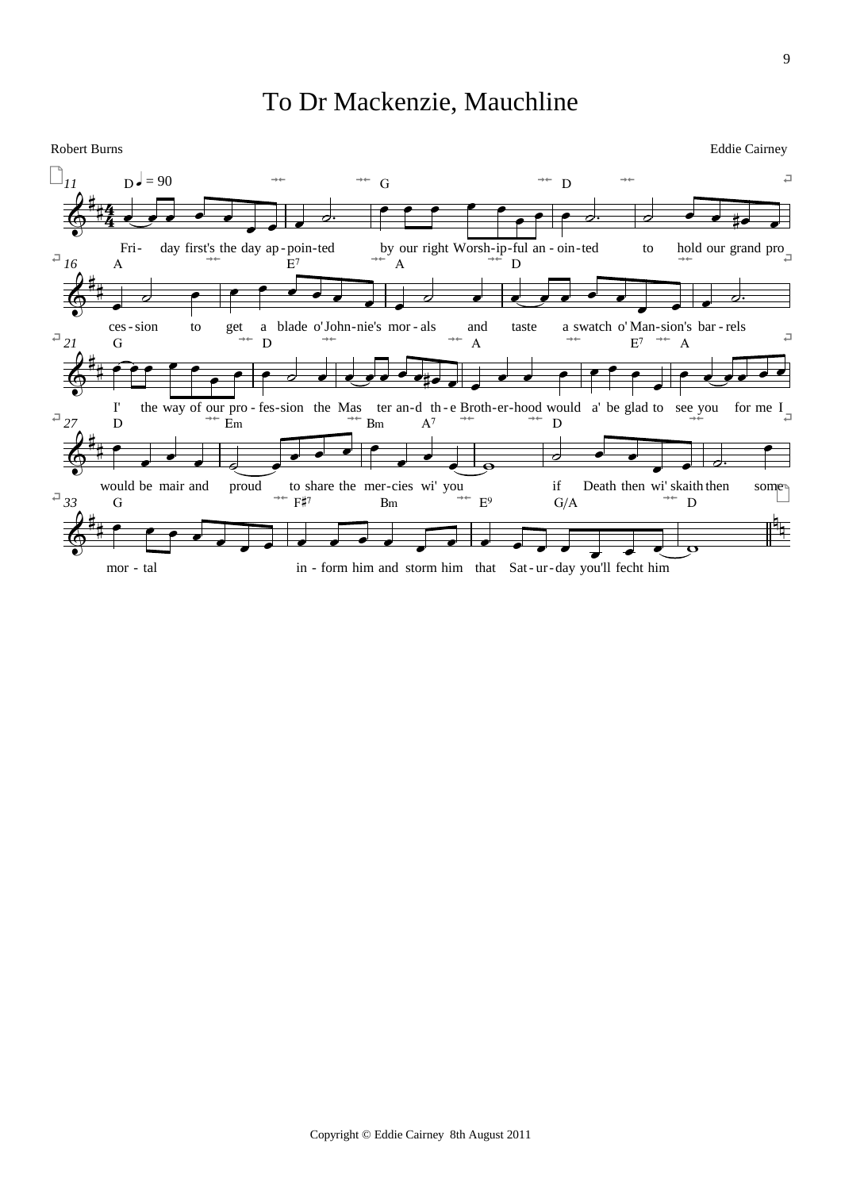# To Dr Mackenzie, Mauchline

Robert Burns

Eddie Cairney

Fri- day first's the day ap-poin-ted by our right Worsh-ip-ful an-oin-ted to hold our grand pro ces-sion to get a blade o' John-nie's mor-als and taste a swatch o' Man-sion's bar-rels

I' the way of our pro-fes-sion the Mas ter an-d th-e Broth-er-hood would a' be glad to see you for me I would be mair and proud to share the mer-cies wi' you if Death then wi' skaith then some mor-tal in-form him and storm him that Sat-ur-day you'll fecht him

Copyright © Eddie Cairney 8th August 2011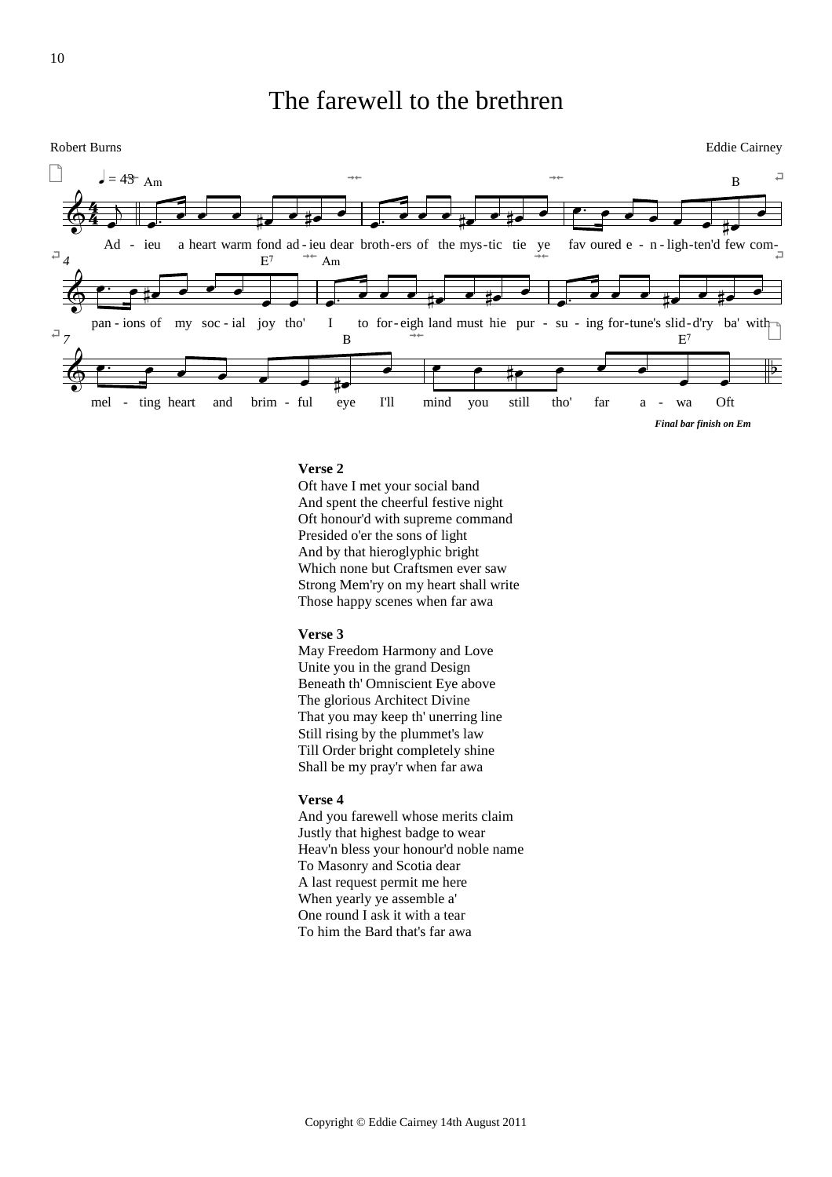# The farewell to the brethren

Robert Burns

Eddie Cairney

Ad - ieu a heart warm fond ad - ieu dear broth-ers of the mys-tic tie ye fav oured e - n - ligh-ten'd few com- pan - ions of my soc - ial joy tho' I to for - eigh land must hie pur - su - ing for-tune's slid - d'ry ba' with mel - ting heart and brim - ful eye I'll mind you still tho' far a - wa Oft

***Final bar finish on Em***

**Verse 2**
Oft have I met your social band
And spent the cheerful festive night
Oft honour'd with supreme command
Presided o'er the sons of light
And by that hieroglyphic bright
Which none but Craftsmen ever saw
Strong Mem'ry on my heart shall write
Those happy scenes when far awa

**Verse 3**
May Freedom Harmony and Love
Unite you in the grand Design
Beneath th' Omniscient Eye above
The glorious Architect Divine
That you may keep th' unerring line
Still rising by the plummet's law
Till Order bright completely shine
Shall be my pray'r when far awa

**Verse 4**
And you farewell whose merits claim
Justly that highest badge to wear
Heav'n bless your honour'd noble name
To Masonry and Scotia dear
A last request permit me here
When yearly ye assemble a'
One round I ask it with a tear
To him the Bard that's far awa

Copyright © Eddie Cairney 14th August 2011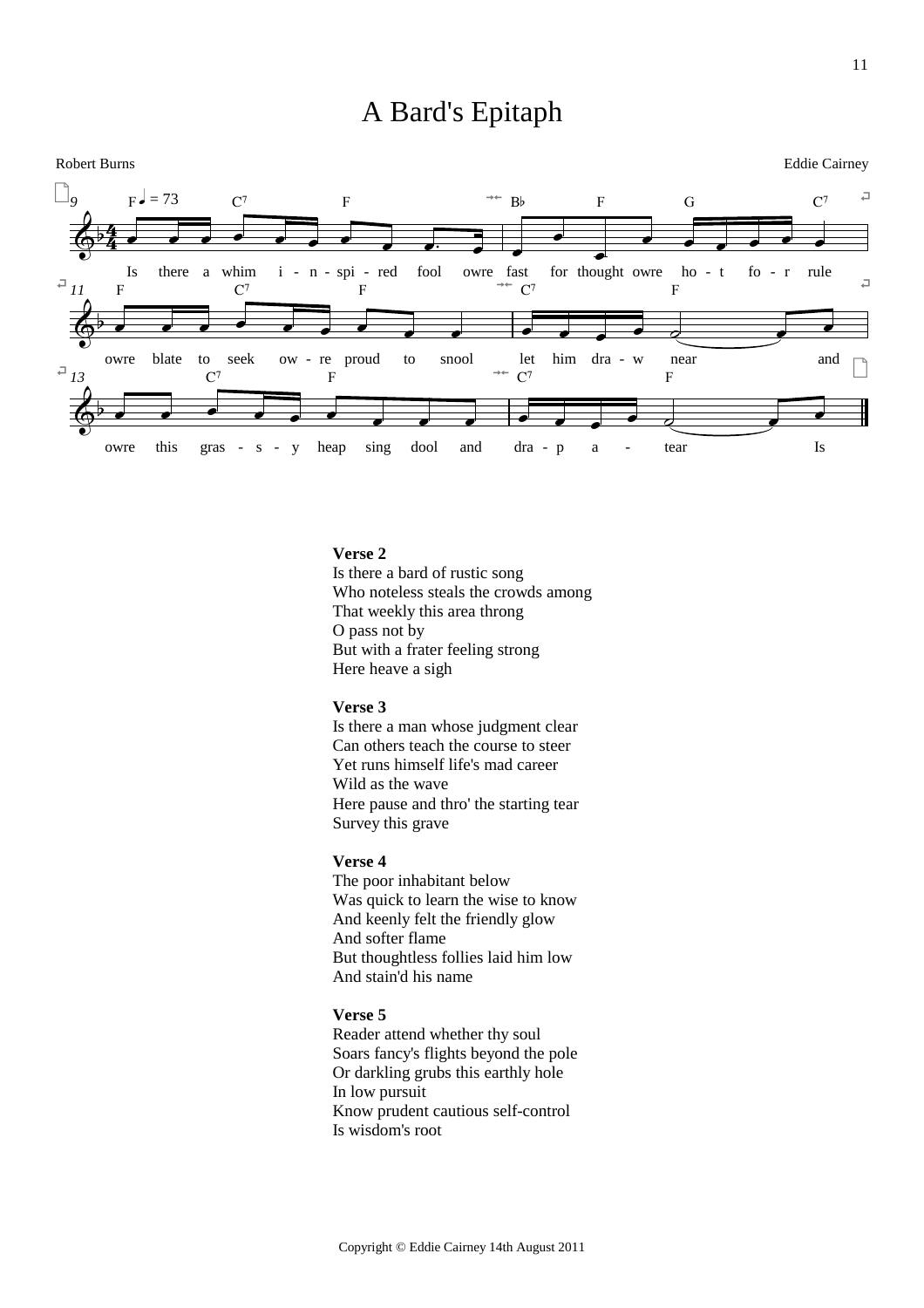# A Bard's Epitaph

Robert Burns

Eddie Cairney

**Verse 2**
Is there a bard of rustic song
Who noteless steals the crowds among
That weekly this area throng
O pass not by
But with a frater feeling strong
Here heave a sigh

**Verse 3**
Is there a man whose judgment clear
Can others teach the course to steer
Yet runs himself life's mad career
Wild as the wave
Here pause and thro' the starting tear
Survey this grave

**Verse 4**
The poor inhabitant below
Was quick to learn the wise to know
And keenly felt the friendly glow
And softer flame
But thoughtless follies laid him low
And stain'd his name

**Verse 5**
Reader attend whether thy soul
Soars fancy's flights beyond the pole
Or darkling grubs this earthly hole
In low pursuit
Know prudent cautious self-control
Is wisdom's root

Copyright © Eddie Cairney 14th August 2011